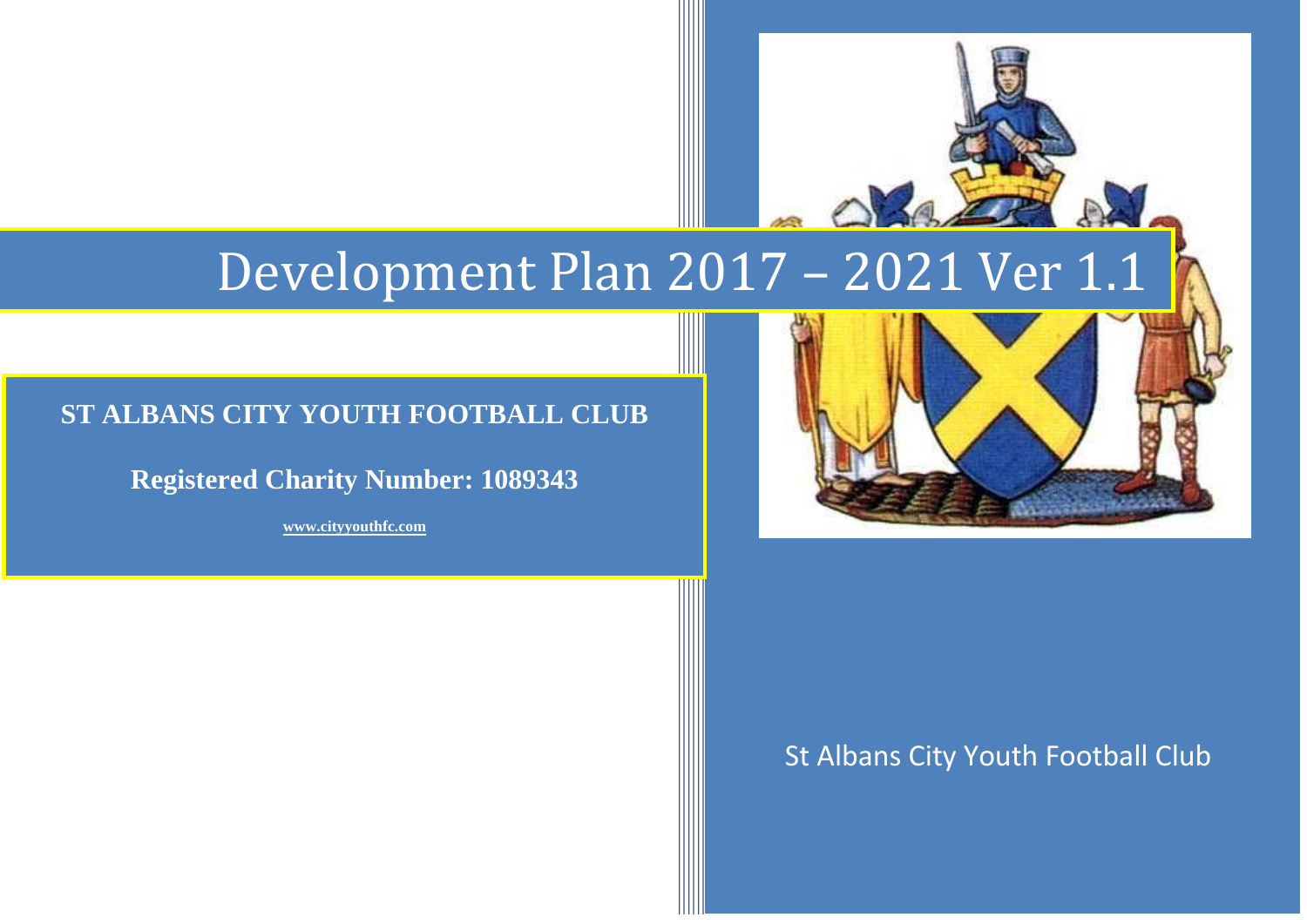# Development Plan 2017 – 2021 Ver 1.1

**ST ALBANS CITY YOUTH FOOTBALL CLUB**

**Registered Charity Number: 1089343**

**www.cityyouthfc.com**

St Albans City Youth Football Club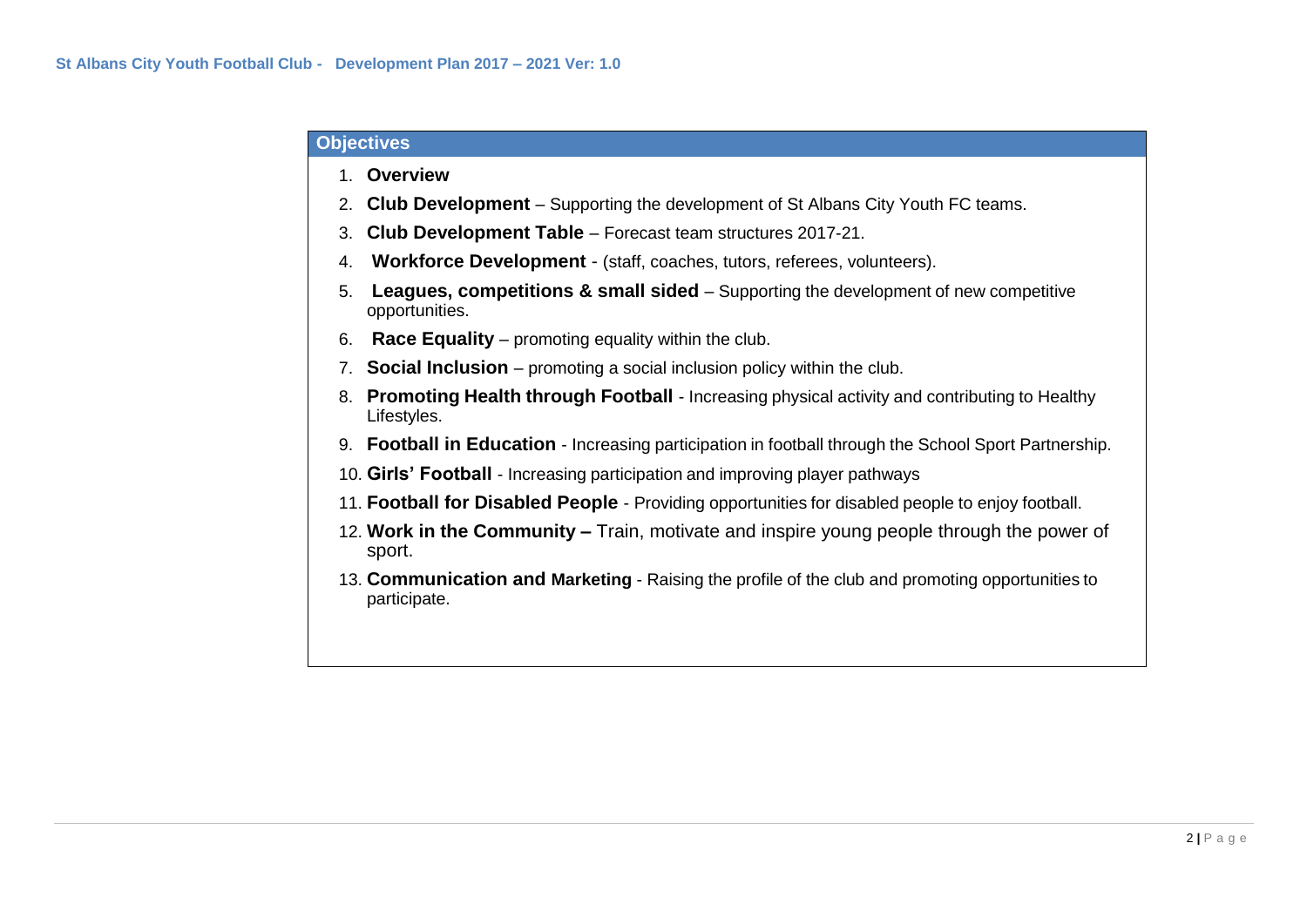## Objectives

1. **Overview**
2. **Club Development** – Supporting the development of St Albans City Youth FC teams.
3. **Club Development Table** – Forecast team structures 2017-21.
4. **Workforce Development** - (staff, coaches, tutors, referees, volunteers).
5. **Leagues, competitions & small sided** – Supporting the development of new competitive opportunities.
6. **Race Equality** – promoting equality within the club.
7. **Social Inclusion** – promoting a social inclusion policy within the club.
8. **Promoting Health through Football** - Increasing physical activity and contributing to Healthy Lifestyles.
9. **Football in Education** - Increasing participation in football through the School Sport Partnership.
10. **Girls' Football** - Increasing participation and improving player pathways
11. **Football for Disabled People** - Providing opportunities for disabled people to enjoy football.
12. **Work in the Community –** Train, motivate and inspire young people through the power of sport.
13. **Communication and Marketing** - Raising the profile of the club and promoting opportunities to participate.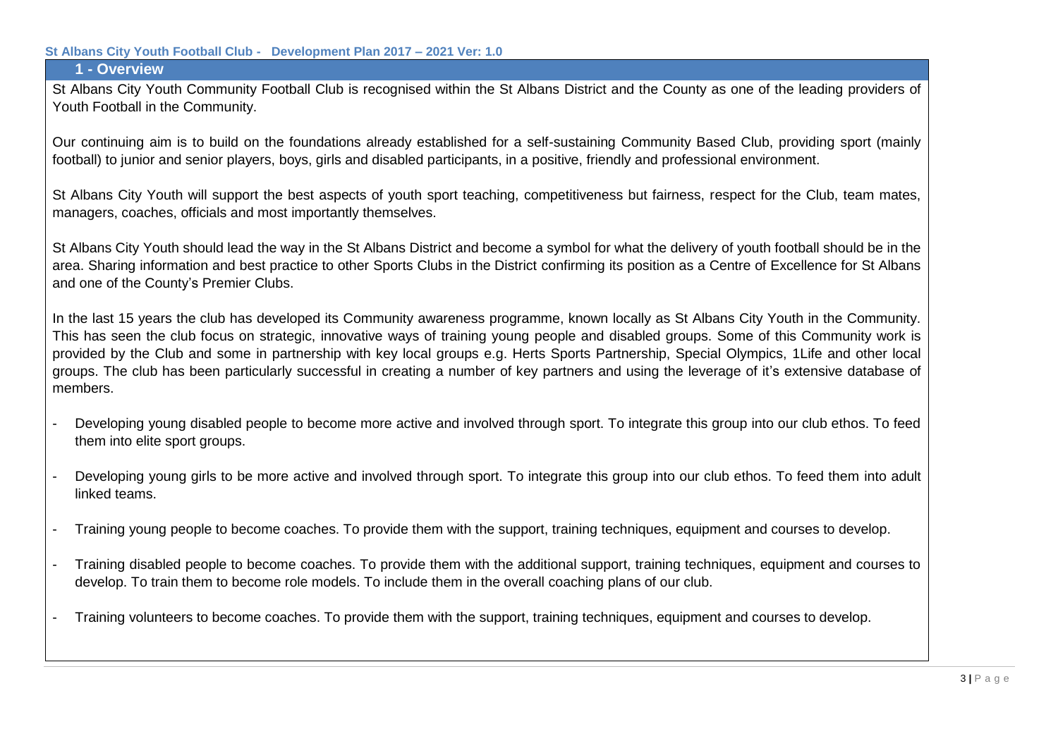## 1 - Overview

St Albans City Youth Community Football Club is recognised within the St Albans District and the County as one of the leading providers of Youth Football in the Community.

Our continuing aim is to build on the foundations already established for a self-sustaining Community Based Club, providing sport (mainly football) to junior and senior players, boys, girls and disabled participants, in a positive, friendly and professional environment.

St Albans City Youth will support the best aspects of youth sport teaching, competitiveness but fairness, respect for the Club, team mates, managers, coaches, officials and most importantly themselves.

St Albans City Youth should lead the way in the St Albans District and become a symbol for what the delivery of youth football should be in the area. Sharing information and best practice to other Sports Clubs in the District confirming its position as a Centre of Excellence for St Albans and one of the County's Premier Clubs.

In the last 15 years the club has developed its Community awareness programme, known locally as St Albans City Youth in the Community. This has seen the club focus on strategic, innovative ways of training young people and disabled groups. Some of this Community work is provided by the Club and some in partnership with key local groups e.g. Herts Sports Partnership, Special Olympics, 1Life and other local groups. The club has been particularly successful in creating a number of key partners and using the leverage of it's extensive database of members.

- Developing young disabled people to become more active and involved through sport. To integrate this group into our club ethos. To feed them into elite sport groups.

- Developing young girls to be more active and involved through sport. To integrate this group into our club ethos. To feed them into adult linked teams.

- Training young people to become coaches. To provide them with the support, training techniques, equipment and courses to develop.

- Training disabled people to become coaches. To provide them with the additional support, training techniques, equipment and courses to develop. To train them to become role models. To include them in the overall coaching plans of our club.

- Training volunteers to become coaches. To provide them with the support, training techniques, equipment and courses to develop.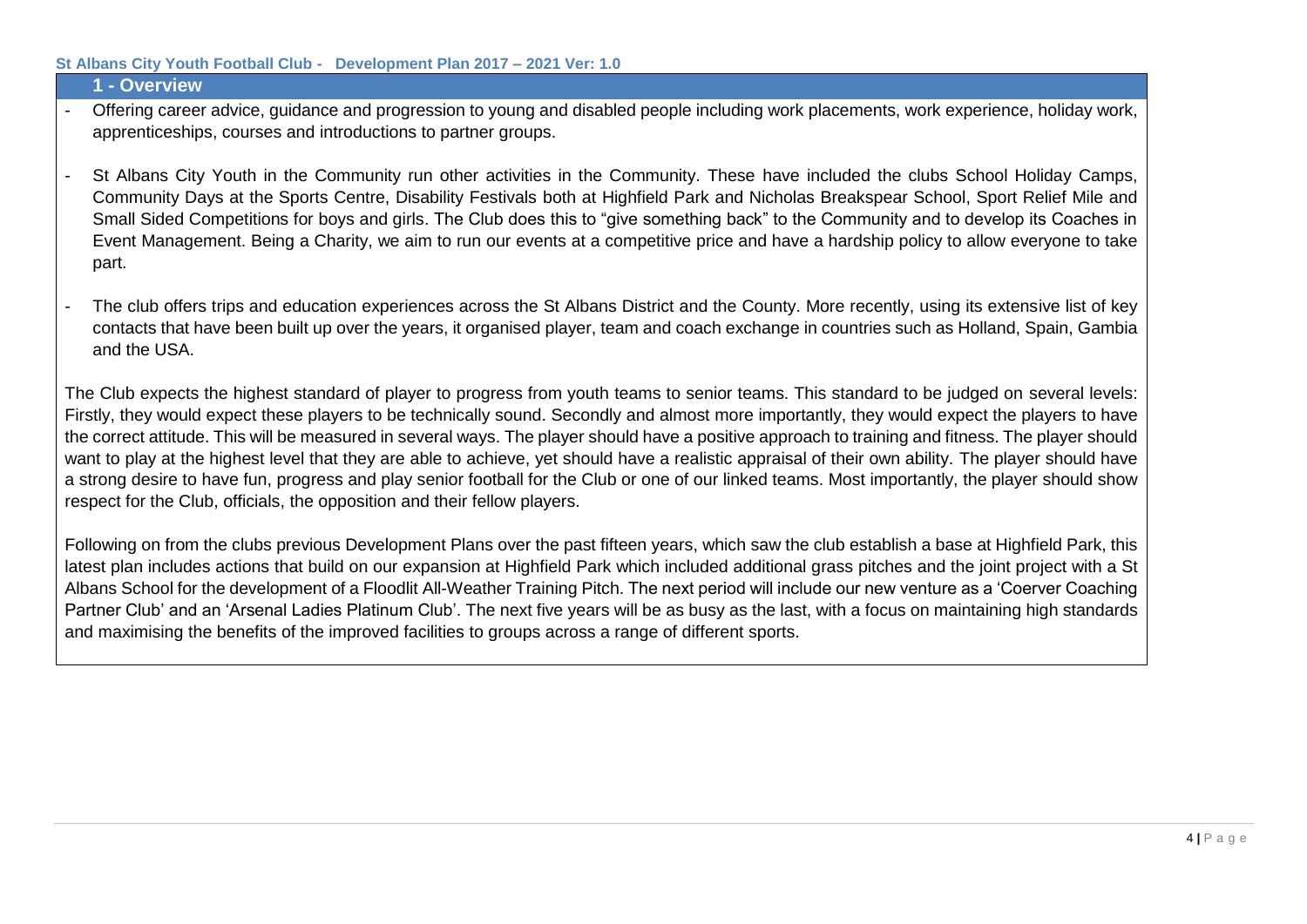## 1 - Overview

- Offering career advice, guidance and progression to young and disabled people including work placements, work experience, holiday work, apprenticeships, courses and introductions to partner groups.

- St Albans City Youth in the Community run other activities in the Community. These have included the clubs School Holiday Camps, Community Days at the Sports Centre, Disability Festivals both at Highfield Park and Nicholas Breakspear School, Sport Relief Mile and Small Sided Competitions for boys and girls. The Club does this to "give something back" to the Community and to develop its Coaches in Event Management. Being a Charity, we aim to run our events at a competitive price and have a hardship policy to allow everyone to take part.

- The club offers trips and education experiences across the St Albans District and the County. More recently, using its extensive list of key contacts that have been built up over the years, it organised player, team and coach exchange in countries such as Holland, Spain, Gambia and the USA.

The Club expects the highest standard of player to progress from youth teams to senior teams. This standard to be judged on several levels: Firstly, they would expect these players to be technically sound. Secondly and almost more importantly, they would expect the players to have the correct attitude. This will be measured in several ways. The player should have a positive approach to training and fitness. The player should want to play at the highest level that they are able to achieve, yet should have a realistic appraisal of their own ability. The player should have a strong desire to have fun, progress and play senior football for the Club or one of our linked teams. Most importantly, the player should show respect for the Club, officials, the opposition and their fellow players.

Following on from the clubs previous Development Plans over the past fifteen years, which saw the club establish a base at Highfield Park, this latest plan includes actions that build on our expansion at Highfield Park which included additional grass pitches and the joint project with a St Albans School for the development of a Floodlit All-Weather Training Pitch. The next period will include our new venture as a 'Coerver Coaching Partner Club' and an 'Arsenal Ladies Platinum Club'. The next five years will be as busy as the last, with a focus on maintaining high standards and maximising the benefits of the improved facilities to groups across a range of different sports.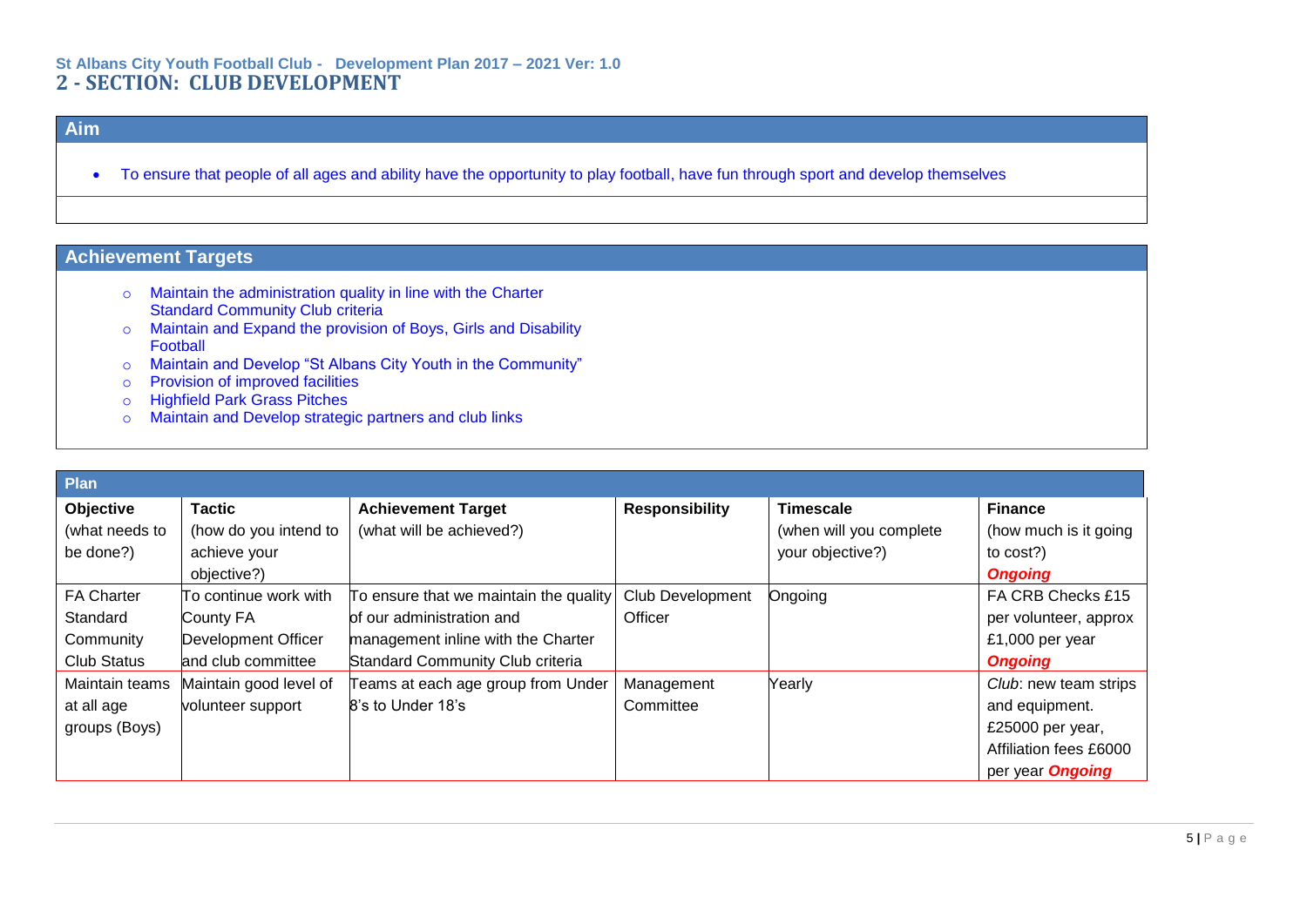St Albans City Youth Football Club - Development Plan 2017 – 2021 Ver: 1.0

## 2 - SECTION: CLUB DEVELOPMENT

### Aim

- To ensure that people of all ages and ability have the opportunity to play football, have fun through sport and develop themselves

### Achievement Targets

- Maintain the administration quality in line with the Charter Standard Community Club criteria
- Maintain and Expand the provision of Boys, Girls and Disability Football
- Maintain and Develop "St Albans City Youth in the Community"
- Provision of improved facilities
- Highfield Park Grass Pitches
- Maintain and Develop strategic partners and club links

### Plan

| **Objective** (what needs to be done?) | **Tactic** (how do you intend to achieve your objective?) | **Achievement Target** (what will be achieved?) | **Responsibility** | **Timescale** (when will you complete your objective?) | **Finance** (how much is it going to cost?) ***Ongoing*** |
|---|---|---|---|---|---|
| FA Charter Standard Community Club Status | To continue work with County FA Development Officer and club committee | To ensure that we maintain the quality of our administration and management inline with the Charter Standard Community Club criteria | Club Development Officer | Ongoing | FA CRB Checks £15 per volunteer, approx £1,000 per year ***Ongoing*** |
| Maintain teams at all age groups (Boys) | Maintain good level of volunteer support | Teams at each age group from Under 8's to Under 18's | Management Committee | Yearly | *Club*: new team strips and equipment. £25000 per year, Affiliation fees £6000 per year ***Ongoing*** |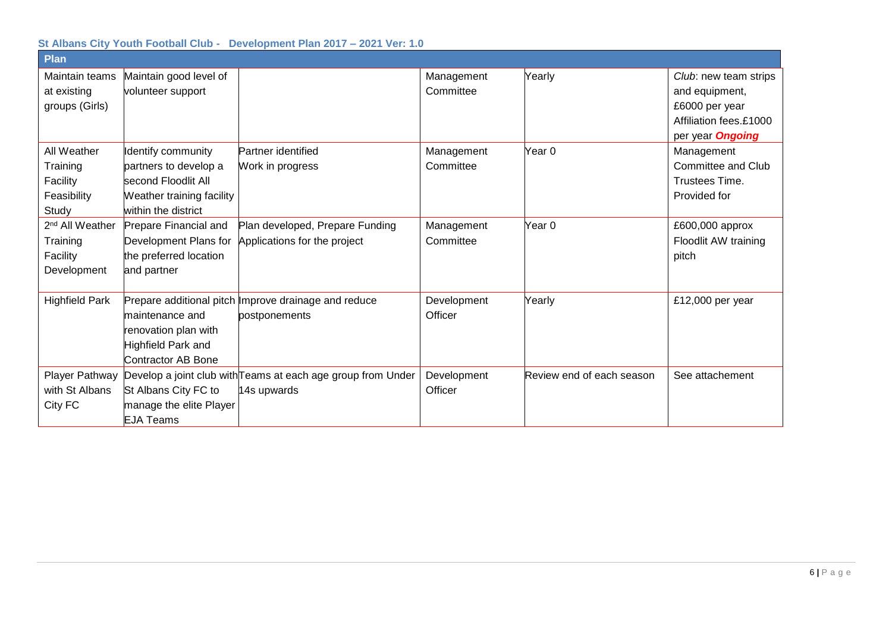### St Albans City Youth Football Club - Development Plan 2017 – 2021 Ver: 1.0

| Plan | | | | | |
|---|---|---|---|---|---|
| Maintain teams at existing groups (Girls) | Maintain good level of volunteer support | | Management Committee | Yearly | *Club*: new team strips and equipment, £6000 per year Affiliation fees.£1000 per year ***Ongoing*** |
| All Weather Training Facility Feasibility Study | Identify community partners to develop a second Floodlit All Weather training facility within the district | Partner identified Work in progress | Management Committee | Year 0 | Management Committee and Club Trustees Time. Provided for |
| 2nd All Weather Training Facility Development | Prepare Financial and Development Plans for the preferred location and partner | Plan developed, Prepare Funding Applications for the project | Management Committee | Year 0 | £600,000 approx Floodlit AW training pitch |
| Highfield Park | Prepare additional pitch maintenance and renovation plan with Highfield Park and Contractor AB Bone | Improve drainage and reduce postponements | Development Officer | Yearly | £12,000 per year |
| Player Pathway with St Albans City FC | Develop a joint club with St Albans City FC to manage the elite Player EJA Teams | Teams at each age group from Under 14s upwards | Development Officer | Review end of each season | See attachement |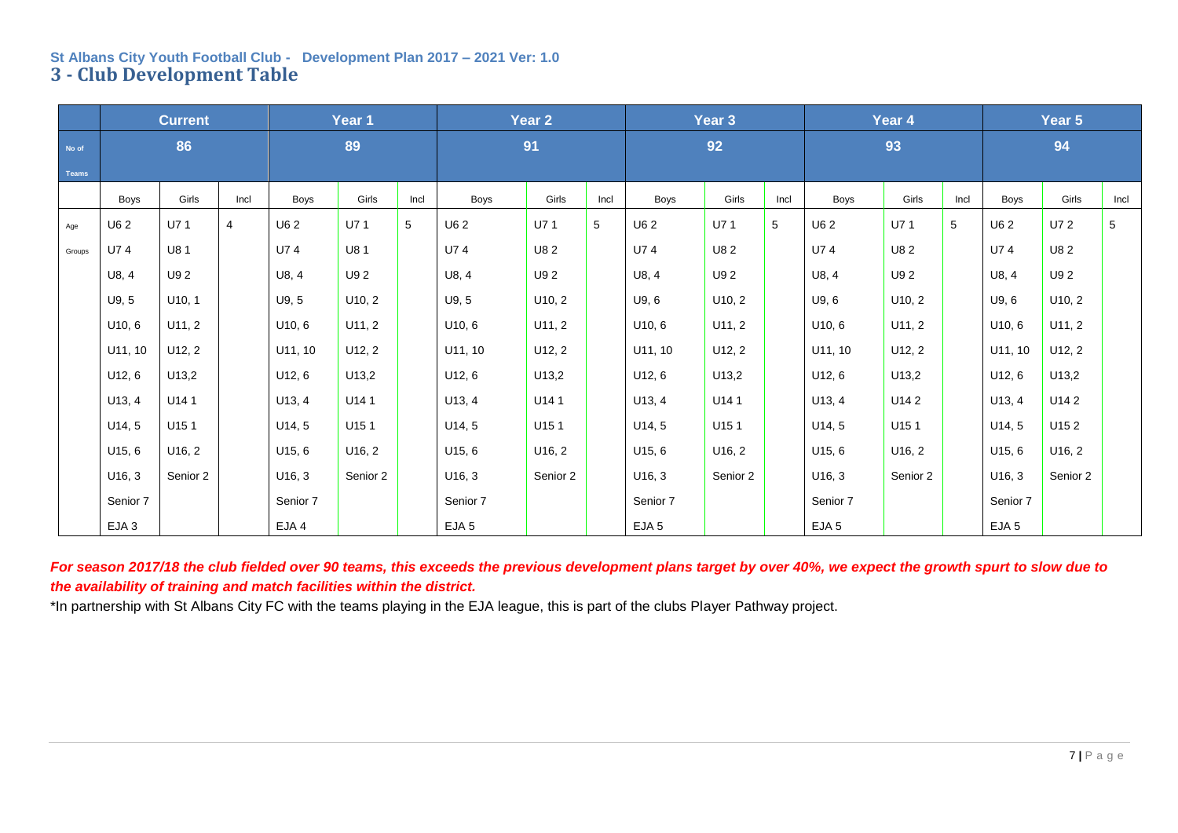St Albans City Youth Football Club - Development Plan 2017 – 2021 Ver: 1.0

## 3 - Club Development Table

| | Current | | | Year 1 | | | Year 2 | | | Year 3 | | | Year 4 | | | Year 5 | | |
|---|---|---|---|---|---|---|---|---|---|---|---|---|---|---|---|---|---|---|
| No of Teams | 86 | | | 89 | | | 91 | | | 92 | | | 93 | | | 94 | | |
| | Boys | Girls | Incl | Boys | Girls | Incl | Boys | Girls | Incl | Boys | Girls | Incl | Boys | Girls | Incl | Boys | Girls | Incl |
| Age | U6 2 | U7 1 | 4 | U6 2 | U7 1 | 5 | U6 2 | U7 1 | 5 | U6 2 | U7 1 | 5 | U6 2 | U7 1 | 5 | U6 2 | U7 2 | 5 |
| Groups | U7 4 | U8 1 | | U7 4 | U8 1 | | U7 4 | U8 2 | | U7 4 | U8 2 | | U7 4 | U8 2 | | U7 4 | U8 2 | |
| | U8, 4 | U9 2 | | U8, 4 | U9 2 | | U8, 4 | U9 2 | | U8, 4 | U9 2 | | U8, 4 | U9 2 | | U8, 4 | U9 2 | |
| | U9, 5 | U10, 1 | | U9, 5 | U10, 2 | | U9, 5 | U10, 2 | | U9, 6 | U10, 2 | | U9, 6 | U10, 2 | | U9, 6 | U10, 2 | |
| | U10, 6 | U11, 2 | | U10, 6 | U11, 2 | | U10, 6 | U11, 2 | | U10, 6 | U11, 2 | | U10, 6 | U11, 2 | | U10, 6 | U11, 2 | |
| | U11, 10 | U12, 2 | | U11, 10 | U12, 2 | | U11, 10 | U12, 2 | | U11, 10 | U12, 2 | | U11, 10 | U12, 2 | | U11, 10 | U12, 2 | |
| | U12, 6 | U13,2 | | U12, 6 | U13,2 | | U12, 6 | U13,2 | | U12, 6 | U13,2 | | U12, 6 | U13,2 | | U12, 6 | U13,2 | |
| | U13, 4 | U14 1 | | U13, 4 | U14 1 | | U13, 4 | U14 1 | | U13, 4 | U14 1 | | U13, 4 | U14 2 | | U13, 4 | U14 2 | |
| | U14, 5 | U15 1 | | U14, 5 | U15 1 | | U14, 5 | U15 1 | | U14, 5 | U15 1 | | U14, 5 | U15 1 | | U14, 5 | U15 2 | |
| | U15, 6 | U16, 2 | | U15, 6 | U16, 2 | | U15, 6 | U16, 2 | | U15, 6 | U16, 2 | | U15, 6 | U16, 2 | | U15, 6 | U16, 2 | |
| | U16, 3 | Senior 2 | | U16, 3 | Senior 2 | | U16, 3 | Senior 2 | | U16, 3 | Senior 2 | | U16, 3 | Senior 2 | | U16, 3 | Senior 2 | |
| | Senior 7 | | | Senior 7 | | | Senior 7 | | | Senior 7 | | | Senior 7 | | | Senior 7 | | |
| | EJA 3 | | | EJA 4 | | | EJA 5 | | | EJA 5 | | | EJA 5 | | | EJA 5 | | |

***For season 2017/18 the club fielded over 90 teams, this exceeds the previous development plans target by over 40%, we expect the growth spurt to slow due to the availability of training and match facilities within the district.***

*In partnership with St Albans City FC with the teams playing in the EJA league, this is part of the clubs Player Pathway project.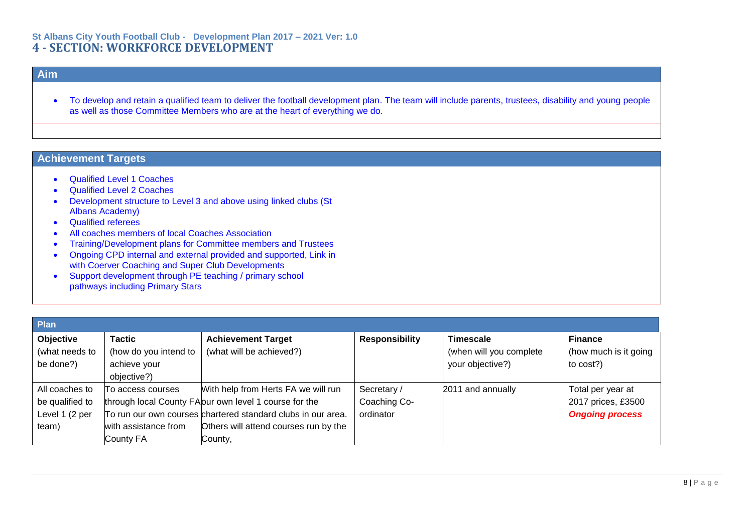St Albans City Youth Football Club - Development Plan 2017 – 2021 Ver: 1.0

# 4 - SECTION: WORKFORCE DEVELOPMENT

## Aim

- To develop and retain a qualified team to deliver the football development plan. The team will include parents, trustees, disability and young people as well as those Committee Members who are at the heart of everything we do.

## Achievement Targets

- Qualified Level 1 Coaches
- Qualified Level 2 Coaches
- Development structure to Level 3 and above using linked clubs (St Albans Academy)
- Qualified referees
- All coaches members of local Coaches Association
- Training/Development plans for Committee members and Trustees
- Ongoing CPD internal and external provided and supported, Link in with Coerver Coaching and Super Club Developments
- Support development through PE teaching / primary school pathways including Primary Stars

## Plan

| **Objective** (what needs to be done?) | **Tactic** (how do you intend to achieve your objective?) | **Achievement Target** (what will be achieved?) | **Responsibility** | **Timescale** (when will you complete your objective?) | **Finance** (how much is it going to cost?) |
|---|---|---|---|---|---|
| All coaches to be qualified to Level 1 (2 per team) | To access courses through local County FA To run our own courses with assistance from County FA | With help from Herts FA we will run our own level 1 course for the chartered standard clubs in our area. Others will attend courses run by the County, | Secretary / Coaching Co-ordinator | 2011 and annually | Total per year at 2017 prices, £3500 ***Ongoing process*** |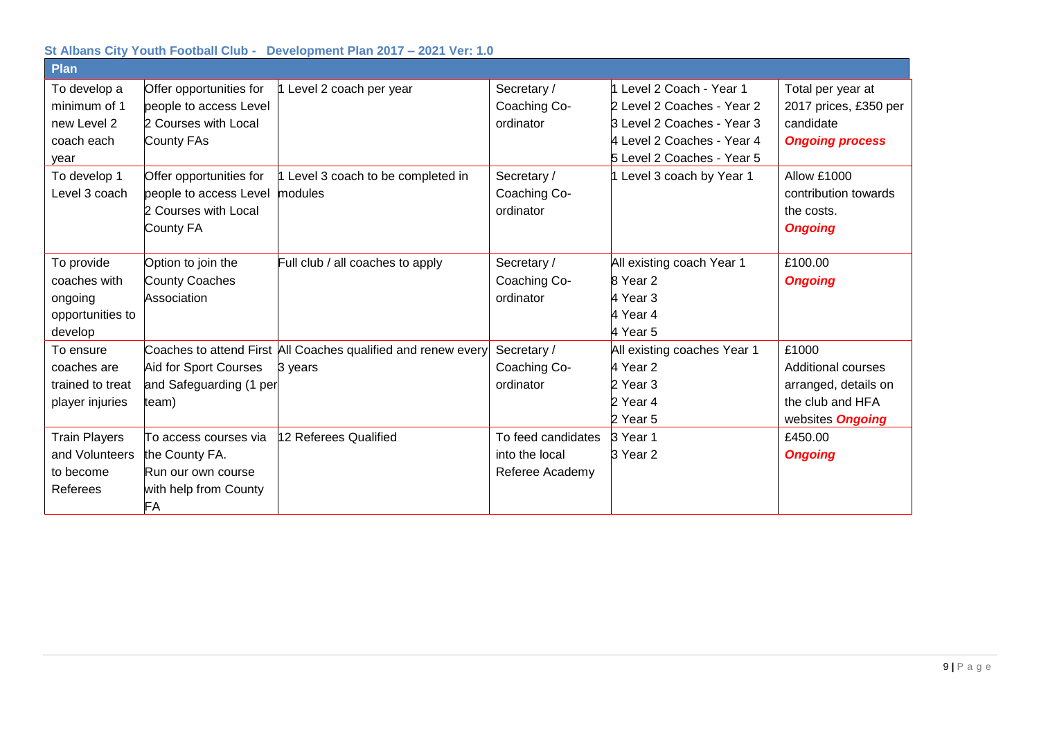**St Albans City Youth Football Club - Development Plan 2017 – 2021 Ver: 1.0**

| Plan | | | | | |
|---|---|---|---|---|---|
| To develop a minimum of 1 new Level 2 coach each year | Offer opportunities for people to access Level 2 Courses with Local County FAs | 1 Level 2 coach per year | Secretary / Coaching Co-ordinator | 1 Level 2 Coach - Year 1<br>2 Level 2 Coaches - Year 2<br>3 Level 2 Coaches - Year 3<br>4 Level 2 Coaches - Year 4<br>5 Level 2 Coaches - Year 5 | Total per year at 2017 prices, £350 per candidate<br>***Ongoing process*** |
| To develop 1 Level 3 coach | Offer opportunities for people to access Level 2 Courses with Local County FA | 1 Level 3 coach to be completed in modules | Secretary / Coaching Co-ordinator | 1 Level 3 coach by Year 1 | Allow £1000 contribution towards the costs.<br>***Ongoing*** |
| To provide coaches with ongoing opportunities to develop | Option to join the County Coaches Association | Full club / all coaches to apply | Secretary / Coaching Co-ordinator | All existing coach Year 1<br>8 Year 2<br>4 Year 3<br>4 Year 4<br>4 Year 5 | £100.00<br>***Ongoing*** |
| To ensure coaches are trained to treat player injuries | Coaches to attend First Aid for Sport Courses and Safeguarding (1 per team) | All Coaches qualified and renew every 3 years | Secretary / Coaching Co-ordinator | All existing coaches Year 1<br>4 Year 2<br>2 Year 3<br>2 Year 4<br>2 Year 5 | £1000<br>Additional courses arranged, details on the club and HFA websites ***Ongoing*** |
| Train Players and Volunteers to become Referees | To access courses via the County FA.<br>Run our own course with help from County FA | 12 Referees Qualified | To feed candidates into the local Referee Academy | 3 Year 1<br>3 Year 2 | £450.00<br>***Ongoing*** |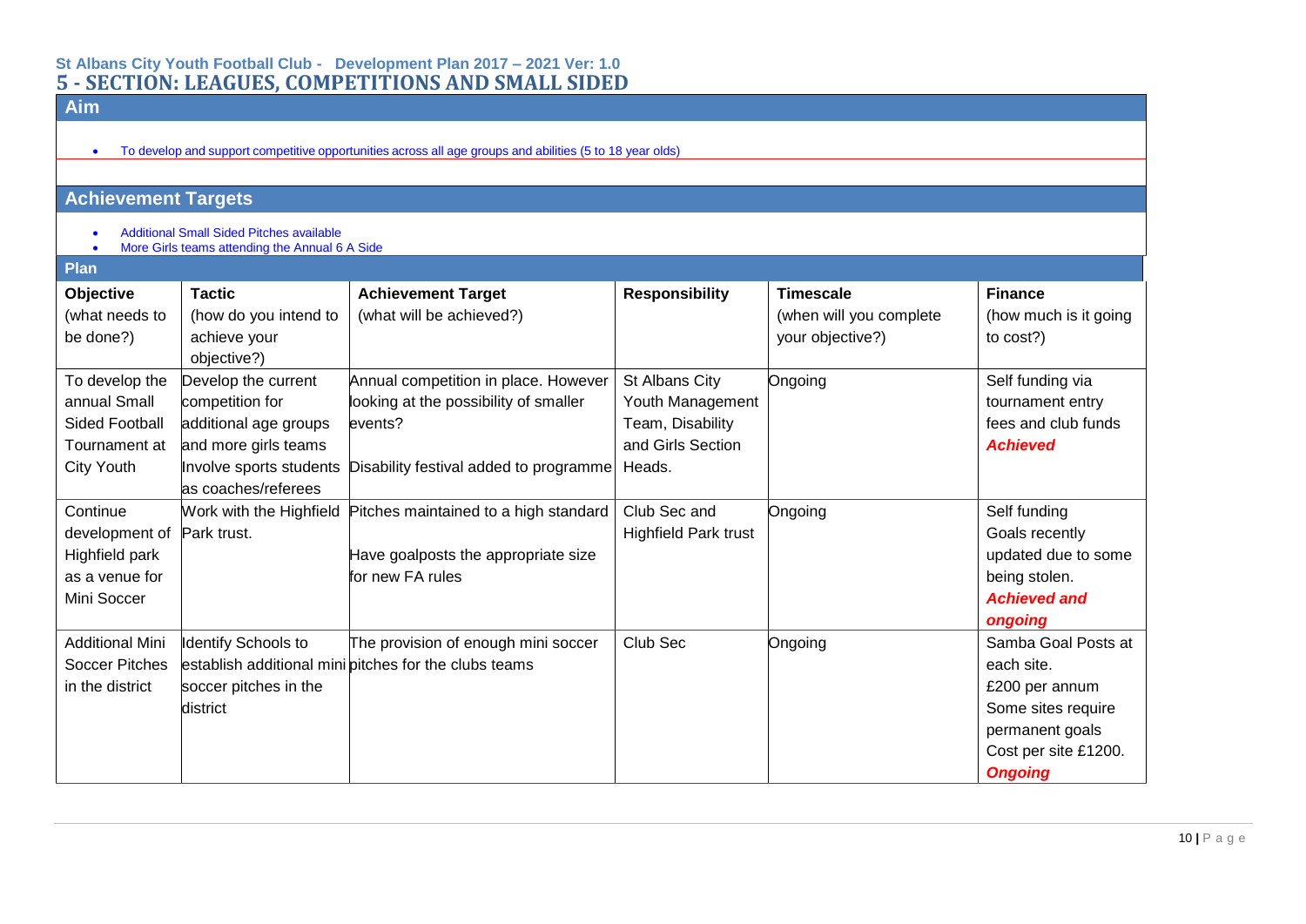St Albans City Youth Football Club - Development Plan 2017 – 2021 Ver: 1.0

# 5 - SECTION: LEAGUES, COMPETITIONS AND SMALL SIDED

## Aim

- To develop and support competitive opportunities across all age groups and abilities (5 to 18 year olds)

## Achievement Targets

- Additional Small Sided Pitches available
- More Girls teams attending the Annual 6 A Side

## Plan

| **Objective** (what needs to be done?) | **Tactic** (how do you intend to achieve your objective?) | **Achievement Target** (what will be achieved?) | **Responsibility** | **Timescale** (when will you complete your objective?) | **Finance** (how much is it going to cost?) |
|---|---|---|---|---|---|
| To develop the annual Small Sided Football Tournament at City Youth | Develop the current competition for additional age groups and more girls teams<br>Involve sports students as coaches/referees | Annual competition in place. However looking at the possibility of smaller events?<br>Disability festival added to programme | St Albans City Youth Management Team, Disability and Girls Section Heads. | Ongoing | Self funding via tournament entry fees and club funds<br>***Achieved*** |
| Continue development of Highfield park as a venue for Mini Soccer | Work with the Highfield Park trust. | Pitches maintained to a high standard<br><br>Have goalposts the appropriate size for new FA rules | Club Sec and Highfield Park trust | Ongoing | Self funding<br>Goals recently updated due to some being stolen.<br>***Achieved and ongoing*** |
| Additional Mini Soccer Pitches in the district | Identify Schools to establish additional mini soccer pitches in the district | The provision of enough mini soccer pitches for the clubs teams | Club Sec | Ongoing | Samba Goal Posts at each site.<br>£200 per annum<br>Some sites require permanent goals<br>Cost per site £1200.<br>***Ongoing*** |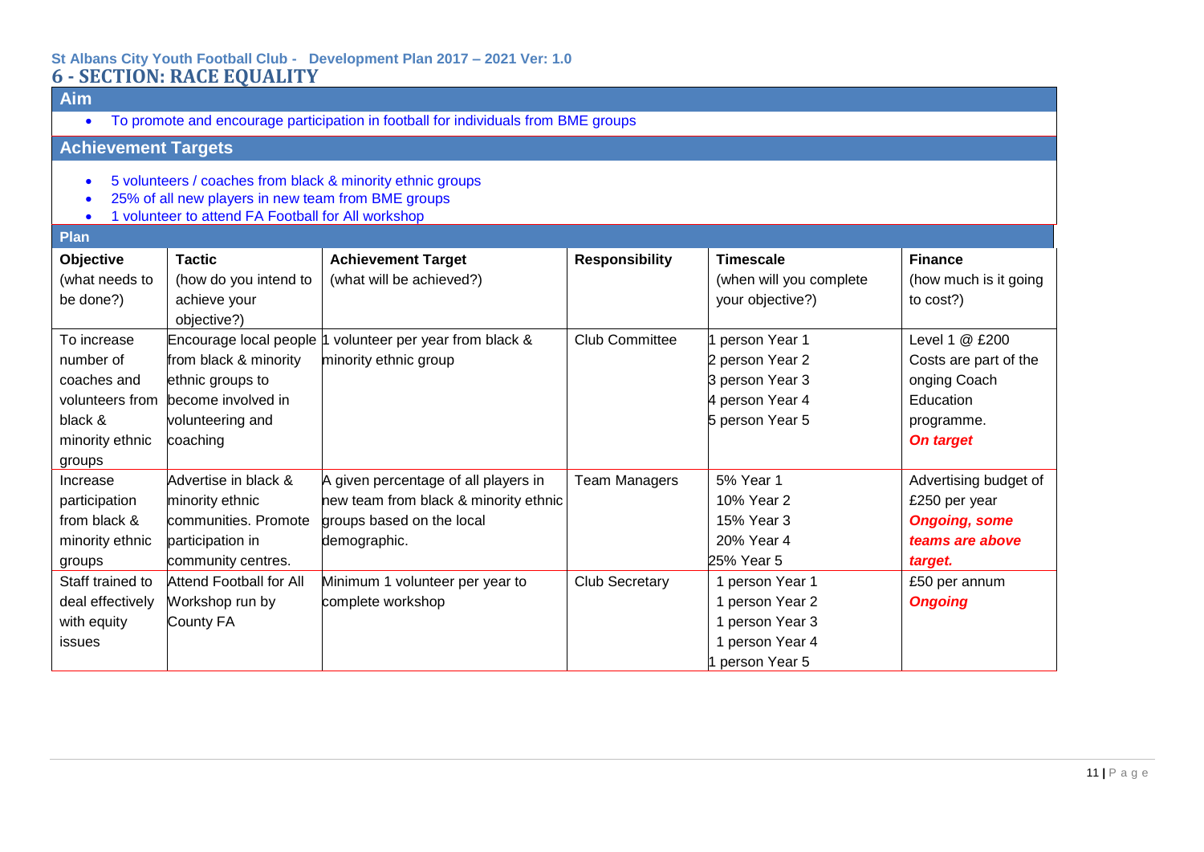St Albans City Youth Football Club - Development Plan 2017 – 2021 Ver: 1.0

# 6 - SECTION: RACE EQUALITY

## Aim

- To promote and encourage participation in football for individuals from BME groups

## Achievement Targets

- 5 volunteers / coaches from black & minority ethnic groups
- 25% of all new players in new team from BME groups
- 1 volunteer to attend FA Football for All workshop

## Plan

| **Objective** (what needs to be done?) | **Tactic** (how do you intend to achieve your objective?) | **Achievement Target** (what will be achieved?) | **Responsibility** | **Timescale** (when will you complete your objective?) | **Finance** (how much is it going to cost?) |
|---|---|---|---|---|---|
| To increase number of coaches and volunteers from black & minority ethnic groups | Encourage local people from black & minority ethnic groups to become involved in volunteering and coaching | 1 volunteer per year from black & minority ethnic group | Club Committee | 1 person Year 1<br>2 person Year 2<br>3 person Year 3<br>4 person Year 4<br>5 person Year 5 | Level 1 @ £200 Costs are part of the onging Coach Education programme.<br>***On target*** |
| Increase participation from black & minority ethnic groups | Advertise in black & minority ethnic communities. Promote participation in community centres. | A given percentage of all players in new team from black & minority ethnic groups based on the local demographic. | Team Managers | 5% Year 1<br>10% Year 2<br>15% Year 3<br>20% Year 4<br>25% Year 5 | Advertising budget of £250 per year<br>***Ongoing, some teams are above target.*** |
| Staff trained to deal effectively with equity issues | Attend Football for All Workshop run by County FA | Minimum 1 volunteer per year to complete workshop | Club Secretary | 1 person Year 1<br>1 person Year 2<br>1 person Year 3<br>1 person Year 4<br>1 person Year 5 | £50 per annum<br>***Ongoing*** |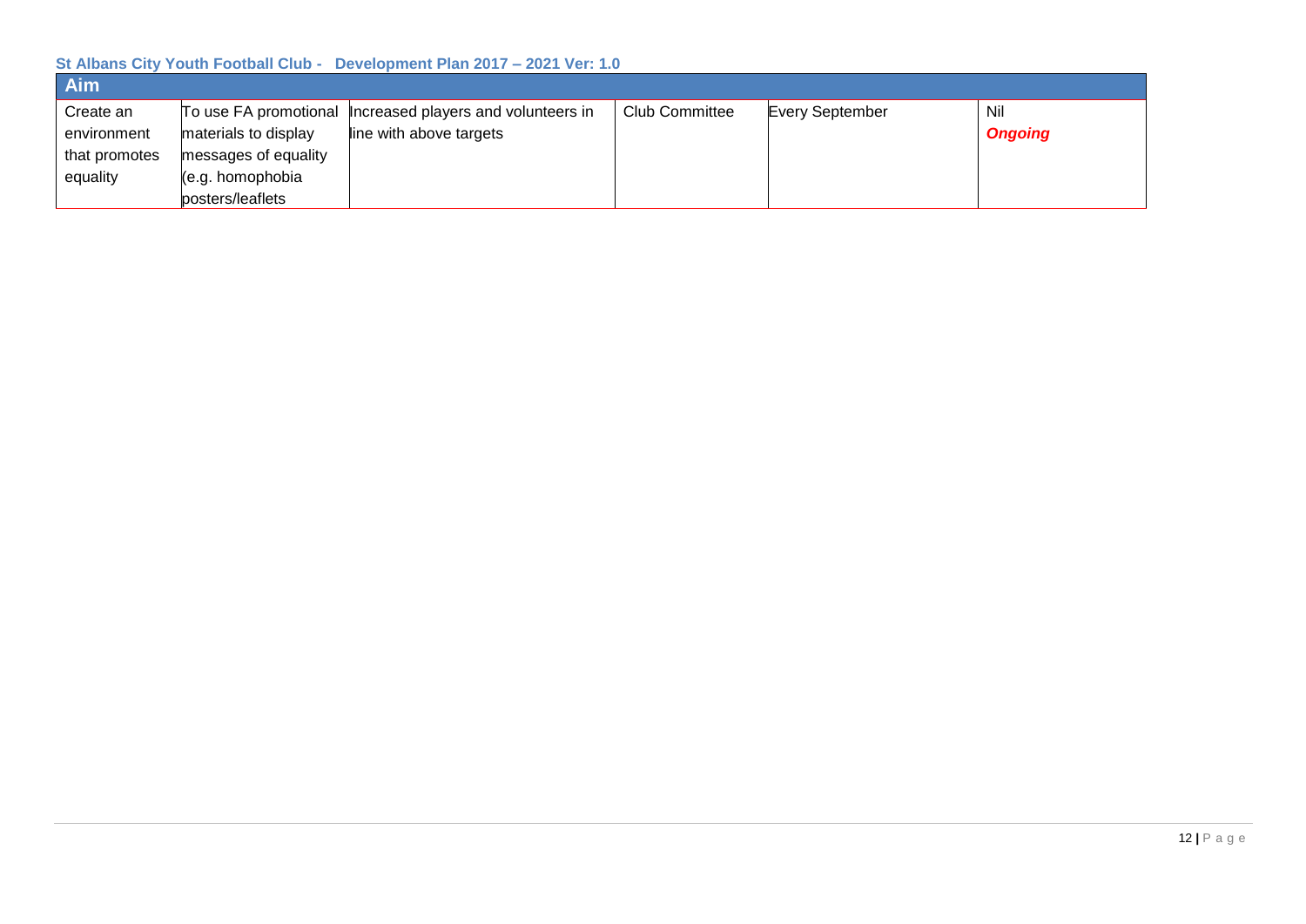| Aim | | | | | |
|---|---|---|---|---|---|
| Create an environment that promotes equality | To use FA promotional materials to display messages of equality (e.g. homophobia posters/leaflets | Increased players and volunteers in line with above targets | Club Committee | Every September | Nil ***Ongoing*** |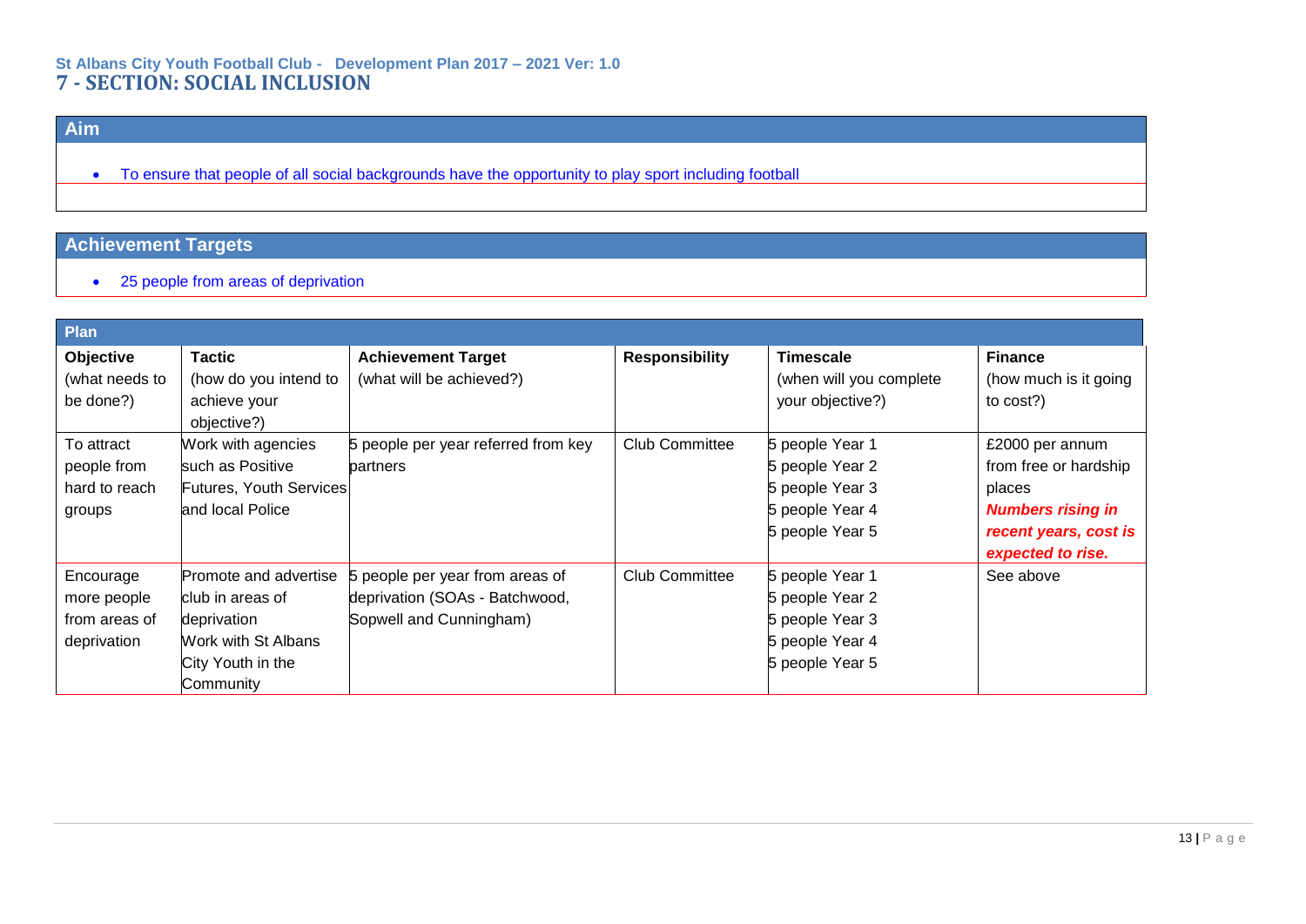## 7 - SECTION: SOCIAL INCLUSION

### Aim

- To ensure that people of all social backgrounds have the opportunity to play sport including football

### Achievement Targets

- 25 people from areas of deprivation

### Plan

| **Objective** (what needs to be done?) | **Tactic** (how do you intend to achieve your objective?) | **Achievement Target** (what will be achieved?) | **Responsibility** | **Timescale** (when will you complete your objective?) | **Finance** (how much is it going to cost?) |
|---|---|---|---|---|---|
| To attract people from hard to reach groups | Work with agencies such as Positive Futures, Youth Services and local Police | 5 people per year referred from key partners | Club Committee | 5 people Year 1<br>5 people Year 2<br>5 people Year 3<br>5 people Year 4<br>5 people Year 5 | £2000 per annum from free or hardship places<br>***Numbers rising in recent years, cost is expected to rise.*** |
| Encourage more people from areas of deprivation | Promote and advertise club in areas of deprivation<br>Work with St Albans City Youth in the Community | 5 people per year from areas of deprivation (SOAs - Batchwood, Sopwell and Cunningham) | Club Committee | 5 people Year 1<br>5 people Year 2<br>5 people Year 3<br>5 people Year 4<br>5 people Year 5 | See above |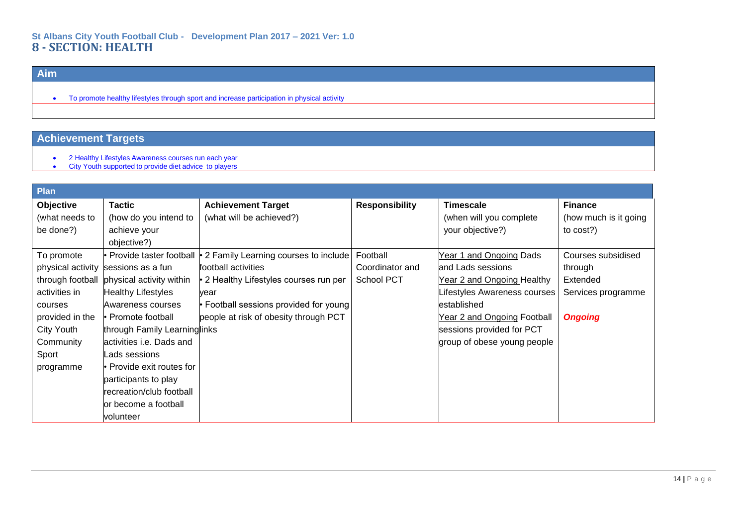St Albans City Youth Football Club - Development Plan 2017 – 2021 Ver: 1.0

# 8 - SECTION: HEALTH

## Aim

- To promote healthy lifestyles through sport and increase participation in physical activity

## Achievement Targets

- 2 Healthy Lifestyles Awareness courses run each year
- City Youth supported to provide diet advice to players

## Plan

| Objective (what needs to be done?) | Tactic (how do you intend to achieve your objective?) | Achievement Target (what will be achieved?) | Responsibility | Timescale (when will you complete your objective?) | Finance (how much is it going to cost?) |
|---|---|---|---|---|---|
| To promote physical activity through football activities in courses provided in the City Youth Community Sport programme | • Provide taster football sessions as a fun physical activity within Healthy Lifestyles Awareness courses<br>• Promote football through Family Learning links activities i.e. Dads and Lads sessions<br>• Provide exit routes for participants to play recreation/club football or become a football volunteer | • 2 Family Learning courses to include football activities<br>• 2 Healthy Lifestyles courses run per year<br>• Football sessions provided for young people at risk of obesity through PCT | Football Coordinator and School PCT | Year 1 and Ongoing Dads and Lads sessions<br>Year 2 and Ongoing Healthy Lifestyles Awareness courses established<br>Year 2 and Ongoing Football sessions provided for PCT group of obese young people | Courses subsidised through Extended Services programme<br>***Ongoing*** |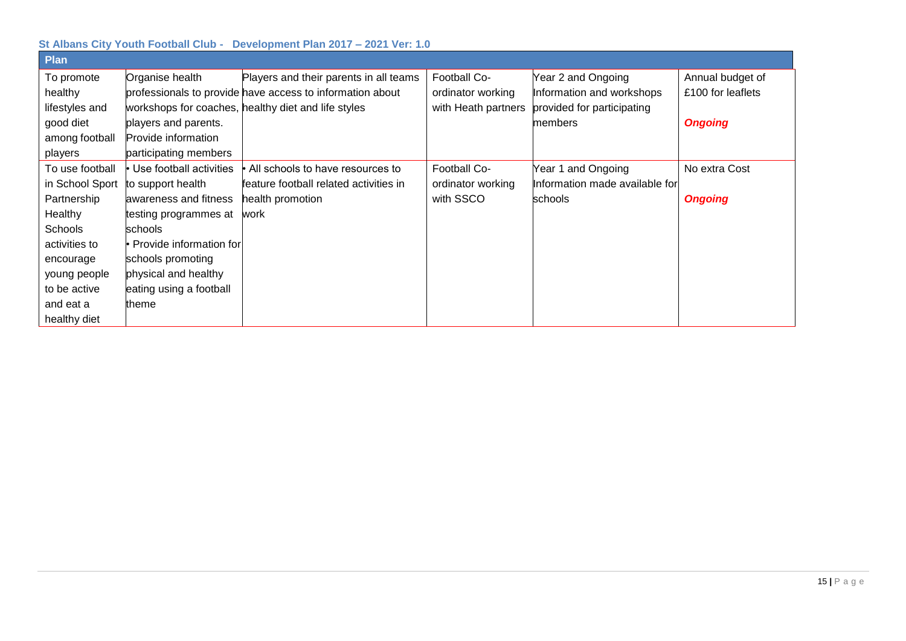**St Albans City Youth Football Club - Development Plan 2017 – 2021 Ver: 1.0**

| Plan | | | | | |
|---|---|---|---|---|---|
| To promote healthy lifestyles and good diet among football players | Organise health professionals to provide workshops for coaches, players and parents. Provide information participating members | Players and their parents in all teams have access to information about healthy diet and life styles | Football Co-ordinator working with Heath partners | Year 2 and Ongoing Information and workshops provided for participating members | Annual budget of £100 for leaflets ***Ongoing*** |
| To use football in School Sport Partnership Healthy Schools activities to encourage young people to be active and eat a healthy diet | • Use football activities to support health awareness and fitness testing programmes at schools • Provide information for schools promoting physical and healthy eating using a football theme | • All schools to have resources to feature football related activities in health promotion work | Football Co-ordinator working with SSCO | Year 1 and Ongoing Information made available for schools | No extra Cost ***Ongoing*** |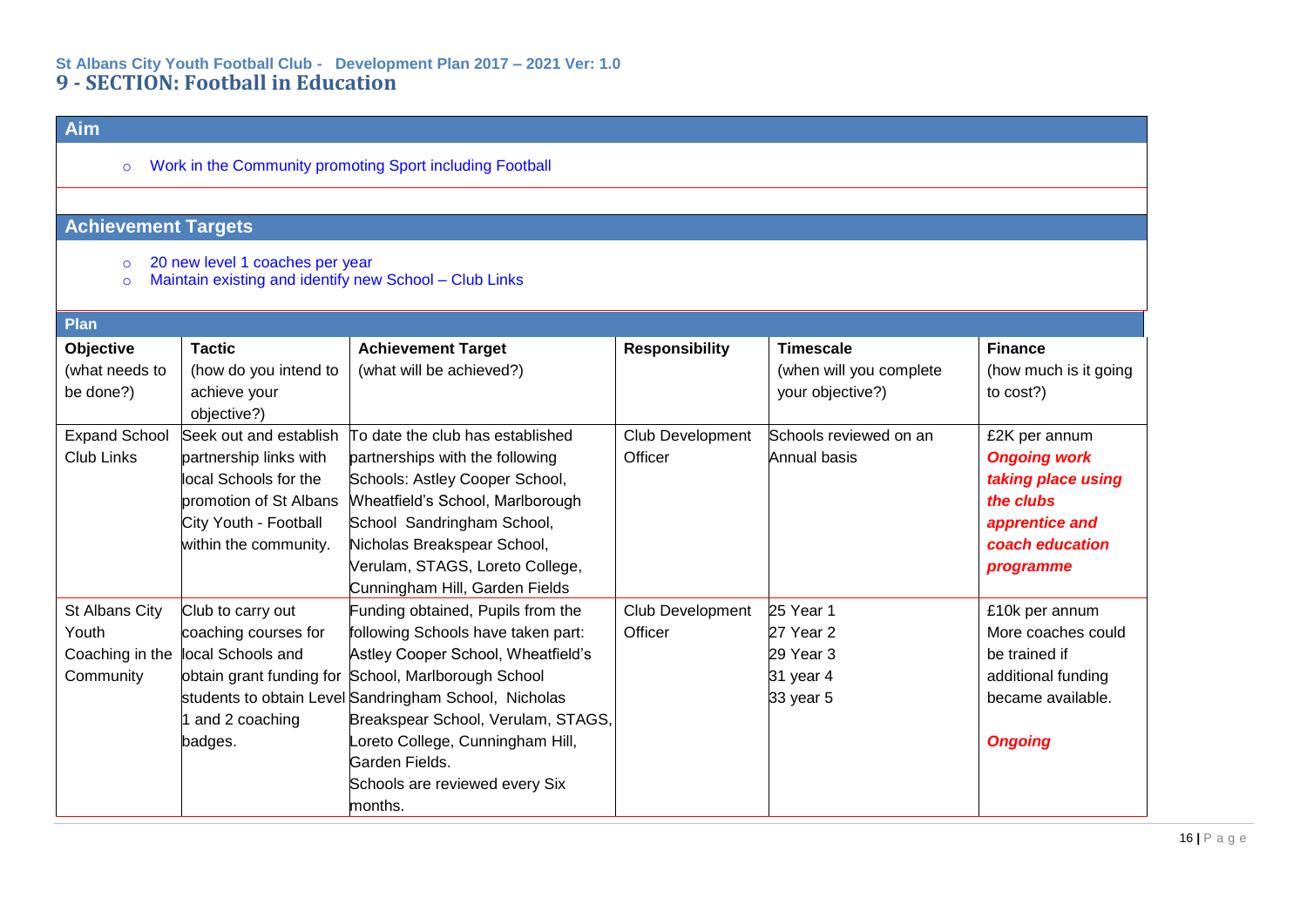St Albans City Youth Football Club - Development Plan 2017 – 2021 Ver: 1.0

# 9 - SECTION: Football in Education

## Aim

- Work in the Community promoting Sport including Football

## Achievement Targets

- 20 new level 1 coaches per year
- Maintain existing and identify new School – Club Links

## Plan

| Objective (what needs to be done?) | Tactic (how do you intend to achieve your objective?) | Achievement Target (what will be achieved?) | Responsibility | Timescale (when will you complete your objective?) | Finance (how much is it going to cost?) |
|---|---|---|---|---|---|
| Expand School Club Links | Seek out and establish partnership links with local Schools for the promotion of St Albans City Youth - Football within the community. | To date the club has established partnerships with the following Schools: Astley Cooper School, Wheatfield's School, Marlborough School Sandringham School, Nicholas Breakspear School, Verulam, STAGS, Loreto College, Cunningham Hill, Garden Fields | Club Development Officer | Schools reviewed on an Annual basis | £2K per annum ***Ongoing work taking place using the clubs apprentice and coach education programme*** |
| St Albans City Youth Coaching in the Community | Club to carry out coaching courses for local Schools and obtain grant funding for students to obtain Level 1 and 2 coaching badges. | Funding obtained, Pupils from the following Schools have taken part: Astley Cooper School, Wheatfield's School, Marlborough School Sandringham School, Nicholas Breakspear School, Verulam, STAGS, Loreto College, Cunningham Hill, Garden Fields. Schools are reviewed every Six months. | Club Development Officer | 25 Year 1<br>27 Year 2<br>29 Year 3<br>31 year 4<br>33 year 5 | £10k per annum More coaches could be trained if additional funding became available.<br><br>***Ongoing*** |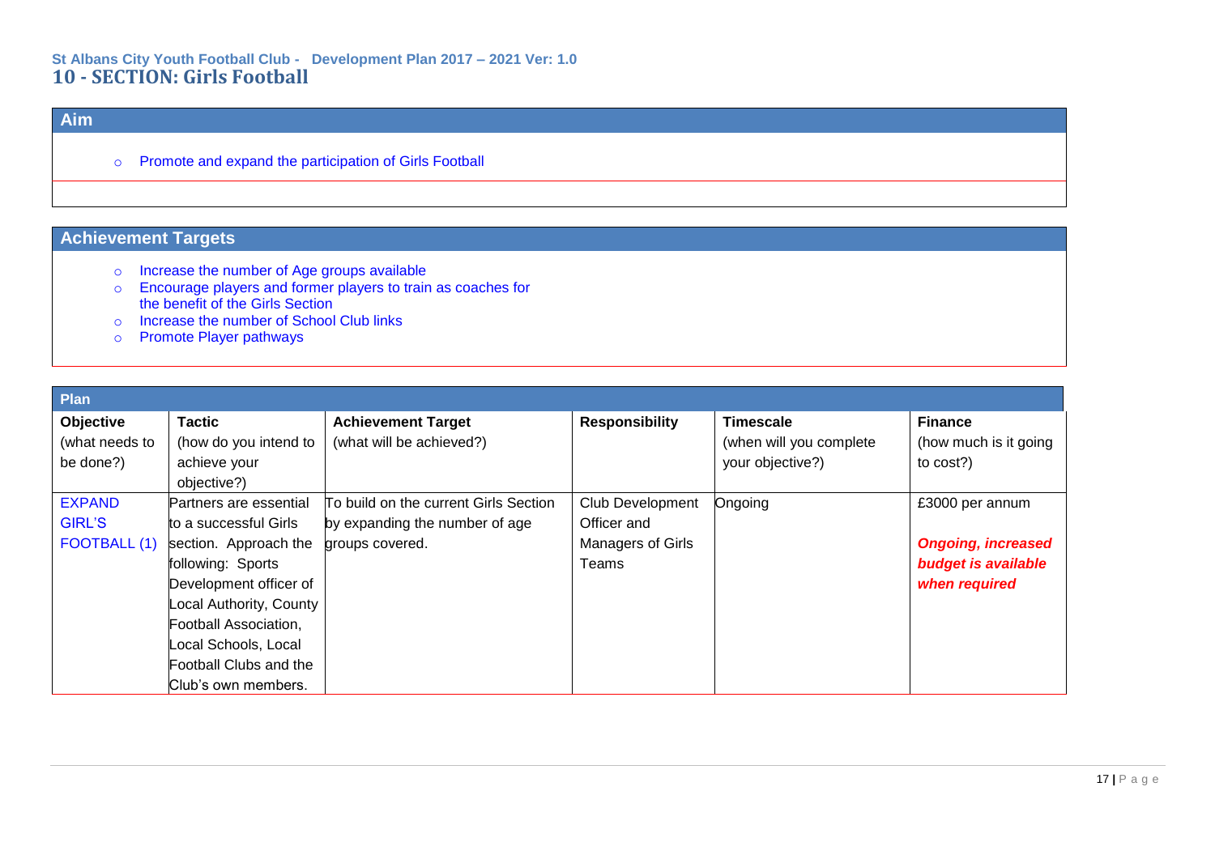# 10 - SECTION: Girls Football

## Aim

- Promote and expand the participation of Girls Football

## Achievement Targets

- Increase the number of Age groups available
- Encourage players and former players to train as coaches for the benefit of the Girls Section
- Increase the number of School Club links
- Promote Player pathways

## Plan

| **Objective** (what needs to be done?) | **Tactic** (how do you intend to achieve your objective?) | **Achievement Target** (what will be achieved?) | **Responsibility** | **Timescale** (when will you complete your objective?) | **Finance** (how much is it going to cost?) |
|---|---|---|---|---|---|
| EXPAND GIRL'S FOOTBALL (1) | Partners are essential to a successful Girls section. Approach the following: Sports Development officer of Local Authority, County Football Association, Local Schools, Local Football Clubs and the Club's own members. | To build on the current Girls Section by expanding the number of age groups covered. | Club Development Officer and Managers of Girls Teams | Ongoing | £3000 per annum<br><br>***Ongoing, increased budget is available when required*** |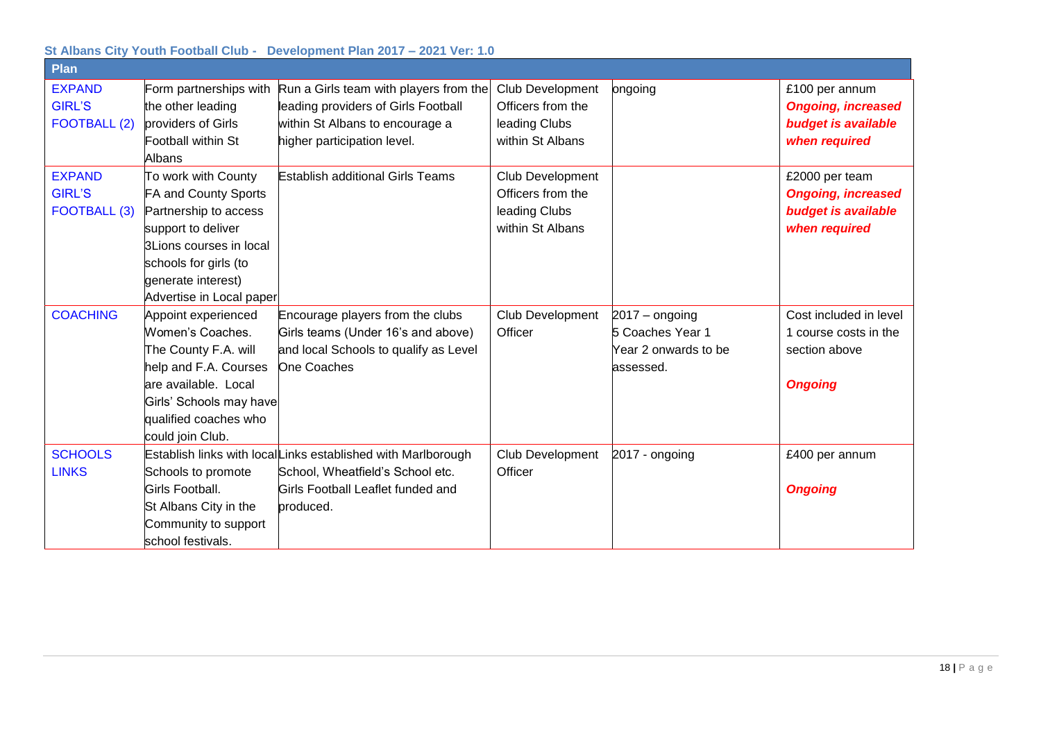**St Albans City Youth Football Club - Development Plan 2017 – 2021 Ver: 1.0**

| Plan | | | | | |
|---|---|---|---|---|---|
| EXPAND GIRL'S FOOTBALL (2) | Form partnerships with the other leading providers of Girls Football within St Albans | Run a Girls team with players from the leading providers of Girls Football within St Albans to encourage a higher participation level. | Club Development Officers from the leading Clubs within St Albans | ongoing | £100 per annum ***Ongoing, increased budget is available when required*** |
| EXPAND GIRL'S FOOTBALL (3) | To work with County FA and County Sports Partnership to access support to deliver 3Lions courses in local schools for girls (to generate interest) Advertise in Local paper | Establish additional Girls Teams | Club Development Officers from the leading Clubs within St Albans | | £2000 per team ***Ongoing, increased budget is available when required*** |
| COACHING | Appoint experienced Women's Coaches. The County F.A. will help and F.A. Courses are available. Local Girls' Schools may have qualified coaches who could join Club. | Encourage players from the clubs Girls teams (Under 16's and above) and local Schools to qualify as Level One Coaches | Club Development Officer | 2017 – ongoing 5 Coaches Year 1 Year 2 onwards to be assessed. | Cost included in level 1 course costs in the section above ***Ongoing*** |
| SCHOOLS LINKS | Establish links with local Schools to promote Girls Football. St Albans City in the Community to support school festivals. | Links established with Marlborough School, Wheatfield's School etc. Girls Football Leaflet funded and produced. | Club Development Officer | 2017 - ongoing | £400 per annum ***Ongoing*** |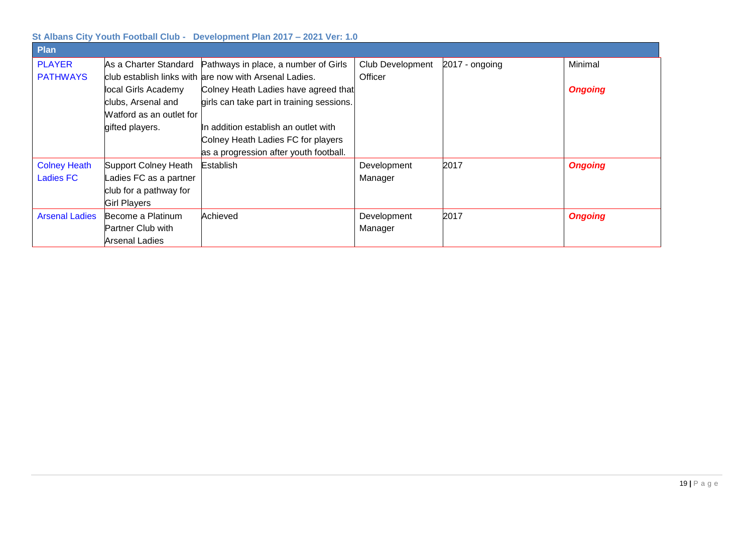### St Albans City Youth Football Club - Development Plan 2017 – 2021 Ver: 1.0

| Plan | | | | | |
|---|---|---|---|---|---|
| PLAYER PATHWAYS | As a Charter Standard club establish links with local Girls Academy clubs, Arsenal and Watford as an outlet for gifted players. | Pathways in place, a number of Girls are now with Arsenal Ladies. Colney Heath Ladies have agreed that girls can take part in training sessions.<br><br>In addition establish an outlet with Colney Heath Ladies FC for players as a progression after youth football. | Club Development Officer | 2017 - ongoing | Minimal<br><br>***Ongoing*** |
| Colney Heath Ladies FC | Support Colney Heath Ladies FC as a partner club for a pathway for Girl Players | Establish | Development Manager | 2017 | ***Ongoing*** |
| Arsenal Ladies | Become a Platinum Partner Club with Arsenal Ladies | Achieved | Development Manager | 2017 | ***Ongoing*** |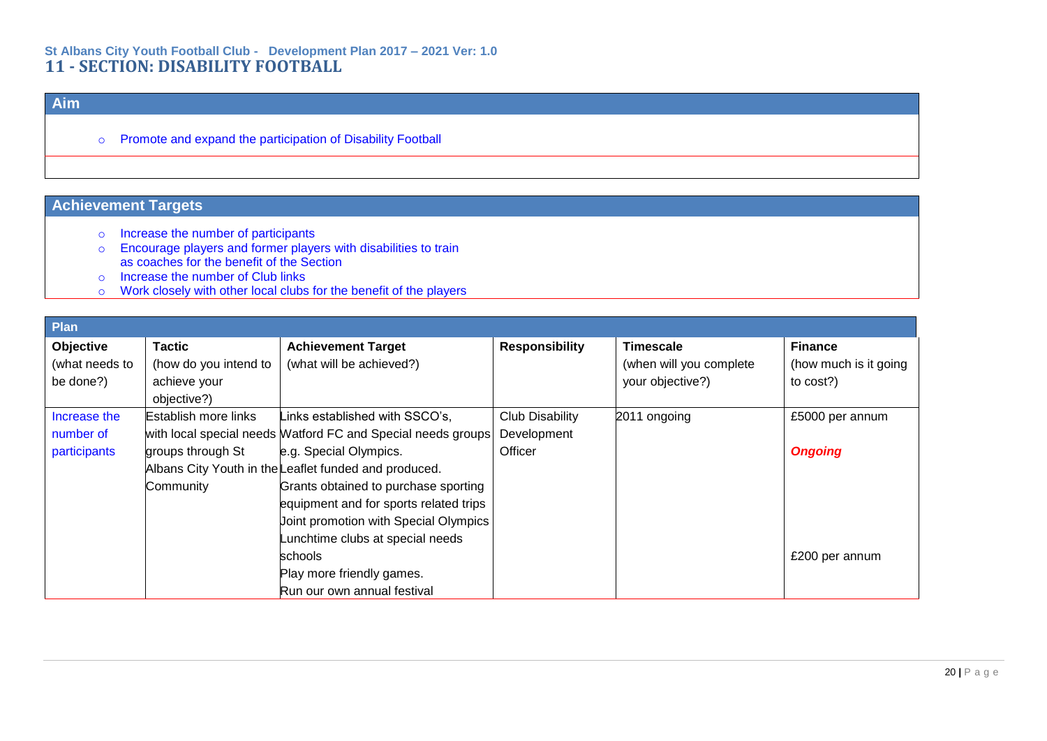## 11 - SECTION: DISABILITY FOOTBALL

### Aim

- Promote and expand the participation of Disability Football

### Achievement Targets

- Increase the number of participants
- Encourage players and former players with disabilities to train as coaches for the benefit of the Section
- Increase the number of Club links
- Work closely with other local clubs for the benefit of the players

### Plan

| Objective (what needs to be done?) | Tactic (how do you intend to achieve your objective?) | Achievement Target (what will be achieved?) | Responsibility | Timescale (when will you complete your objective?) | Finance (how much is it going to cost?) |
|---|---|---|---|---|---|
| Increase the number of participants | Establish more links with local special needs groups through St Albans City Youth in the Community | Links established with SSCO's, Watford FC and Special needs groups e.g. Special Olympics.<br>Leaflet funded and produced.<br>Grants obtained to purchase sporting equipment and for sports related trips<br>Joint promotion with Special Olympics<br>Lunchtime clubs at special needs schools<br>Play more friendly games.<br>Run our own annual festival | Club Disability Development Officer | 2011 ongoing | £5000 per annum<br>***Ongoing***<br><br><br><br><br>£200 per annum |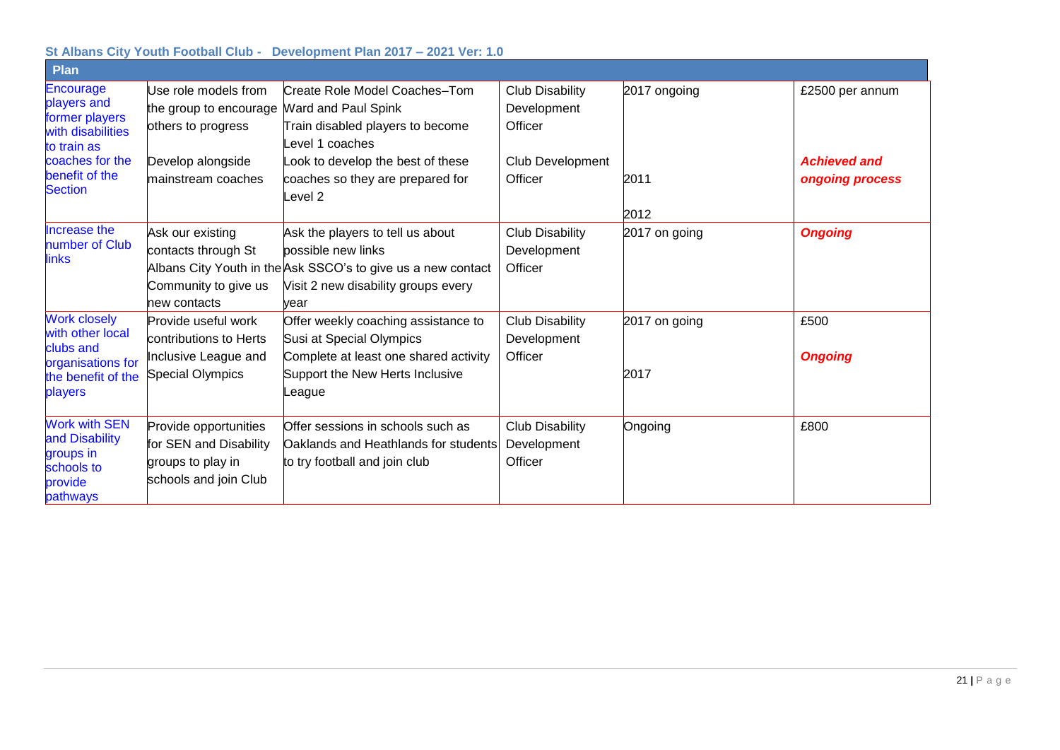### St Albans City Youth Football Club - Development Plan 2017 – 2021 Ver: 1.0

| Plan | | | | | |
|---|---|---|---|---|---|
| Encourage players and former players with disabilities to train as coaches for the benefit of the Section | Use role models from the group to encourage others to progress<br><br>Develop alongside mainstream coaches | Create Role Model Coaches–Tom Ward and Paul Spink<br>Train disabled players to become Level 1 coaches<br>Look to develop the best of these coaches so they are prepared for Level 2 | Club Disability Development Officer<br><br>Club Development Officer | 2017 ongoing<br><br>2011<br><br>2012 | £2500 per annum<br><br>***Achieved and ongoing process*** |
| Increase the number of Club links | Ask our existing contacts through St Albans City Youth in the Community to give us new contacts | Ask the players to tell us about possible new links<br>Ask SSCO's to give us a new contact<br>Visit 2 new disability groups every year | Club Disability Development Officer | 2017 on going | ***Ongoing*** |
| Work closely with other local clubs and organisations for the benefit of the players | Provide useful work contributions to Herts Inclusive League and Special Olympics | Offer weekly coaching assistance to Susi at Special Olympics<br>Complete at least one shared activity<br>Support the New Herts Inclusive League | Club Disability Development Officer | 2017 on going<br><br>2017 | £500<br><br>***Ongoing*** |
| Work with SEN and Disability groups in schools to provide pathways | Provide opportunities for SEN and Disability groups to play in schools and join Club | Offer sessions in schools such as Oaklands and Heathlands for students to try football and join club | Club Disability Development Officer | Ongoing | £800 |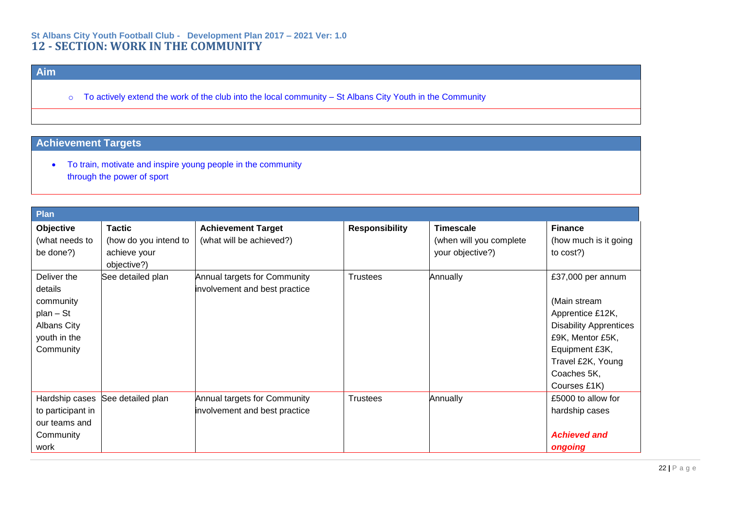## 12 - SECTION: WORK IN THE COMMUNITY

### Aim

- To actively extend the work of the club into the local community – St Albans City Youth in the Community

### Achievement Targets

- To train, motivate and inspire young people in the community through the power of sport

### Plan

| **Objective** (what needs to be done?) | **Tactic** (how do you intend to achieve your objective?) | **Achievement Target** (what will be achieved?) | **Responsibility** | **Timescale** (when will you complete your objective?) | **Finance** (how much is it going to cost?) |
|---|---|---|---|---|---|
| Deliver the details community plan – St Albans City youth in the Community | See detailed plan | Annual targets for Community involvement and best practice | Trustees | Annually | £37,000 per annum<br><br>(Main stream Apprentice £12K, Disability Apprentices £9K, Mentor £5K, Equipment £3K, Travel £2K, Young Coaches 5K, Courses £1K) |
| Hardship cases to participant in our teams and Community work | See detailed plan | Annual targets for Community involvement and best practice | Trustees | Annually | £5000 to allow for hardship cases<br><br>***Achieved and ongoing*** |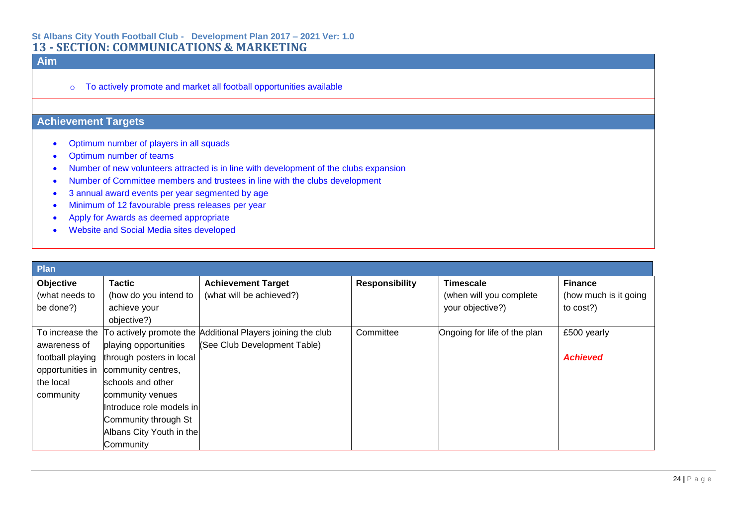St Albans City Youth Football Club - Development Plan 2017 – 2021 Ver: 1.0

# 13 - SECTION: COMMUNICATIONS & MARKETING

## Aim

- To actively promote and market all football opportunities available

## Achievement Targets

- Optimum number of players in all squads
- Optimum number of teams
- Number of new volunteers attracted is in line with development of the clubs expansion
- Number of Committee members and trustees in line with the clubs development
- 3 annual award events per year segmented by age
- Minimum of 12 favourable press releases per year
- Apply for Awards as deemed appropriate
- Website and Social Media sites developed

## Plan

| **Objective** (what needs to be done?) | **Tactic** (how do you intend to achieve your objective?) | **Achievement Target** (what will be achieved?) | **Responsibility** | **Timescale** (when will you complete your objective?) | **Finance** (how much is it going to cost?) |
|---|---|---|---|---|---|
| To increase the awareness of football playing opportunities in the local community | To actively promote the playing opportunities through posters in local community centres, schools and other community venues<br>Introduce role models in Community through St Albans City Youth in the Community | Additional Players joining the club (See Club Development Table) | Committee | Ongoing for life of the plan | £500 yearly<br><br>***Achieved*** |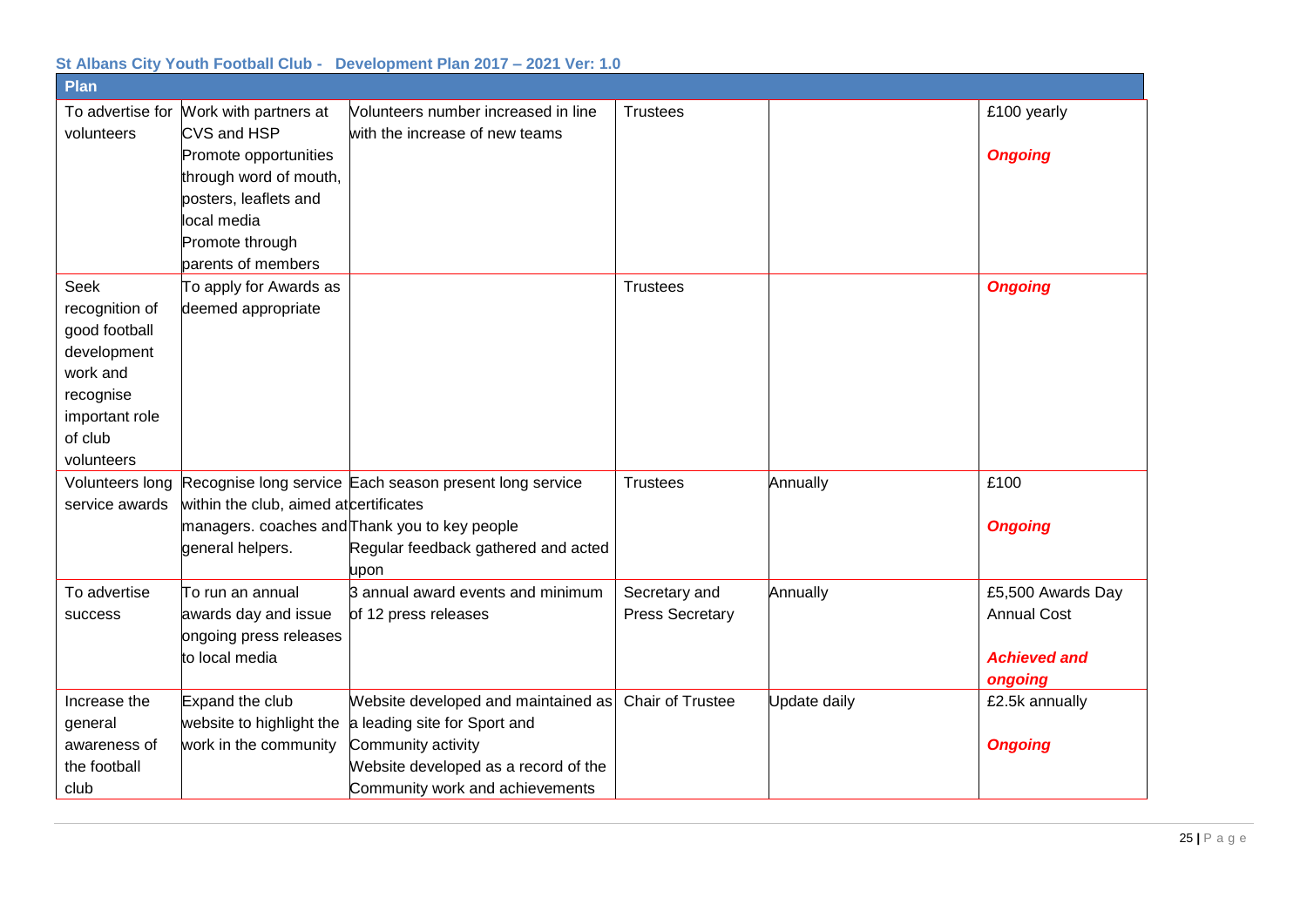**St Albans City Youth Football Club - Development Plan 2017 – 2021 Ver: 1.0**

| Plan | | | | | |
|---|---|---|---|---|---|
| To advertise for volunteers | Work with partners at CVS and HSP<br>Promote opportunities through word of mouth, posters, leaflets and local media<br>Promote through parents of members | Volunteers number increased in line with the increase of new teams | Trustees | | £100 yearly<br>***Ongoing*** |
| Seek recognition of good football development work and recognise important role of club volunteers | To apply for Awards as deemed appropriate | | Trustees | | ***Ongoing*** |
| Volunteers long service awards | Recognise long service within the club, aimed at managers. coaches and general helpers. | Each season present long service certificates<br>Thank you to key people<br>Regular feedback gathered and acted upon | Trustees | Annually | £100<br>***Ongoing*** |
| To advertise success | To run an annual awards day and issue ongoing press releases to local media | 3 annual award events and minimum of 12 press releases | Secretary and Press Secretary | Annually | £5,500 Awards Day Annual Cost<br>***Achieved and ongoing*** |
| Increase the general awareness of the football club | Expand the club website to highlight the work in the community | Website developed and maintained as a leading site for Sport and Community activity<br>Website developed as a record of the Community work and achievements | Chair of Trustee | Update daily | £2.5k annually<br>***Ongoing*** |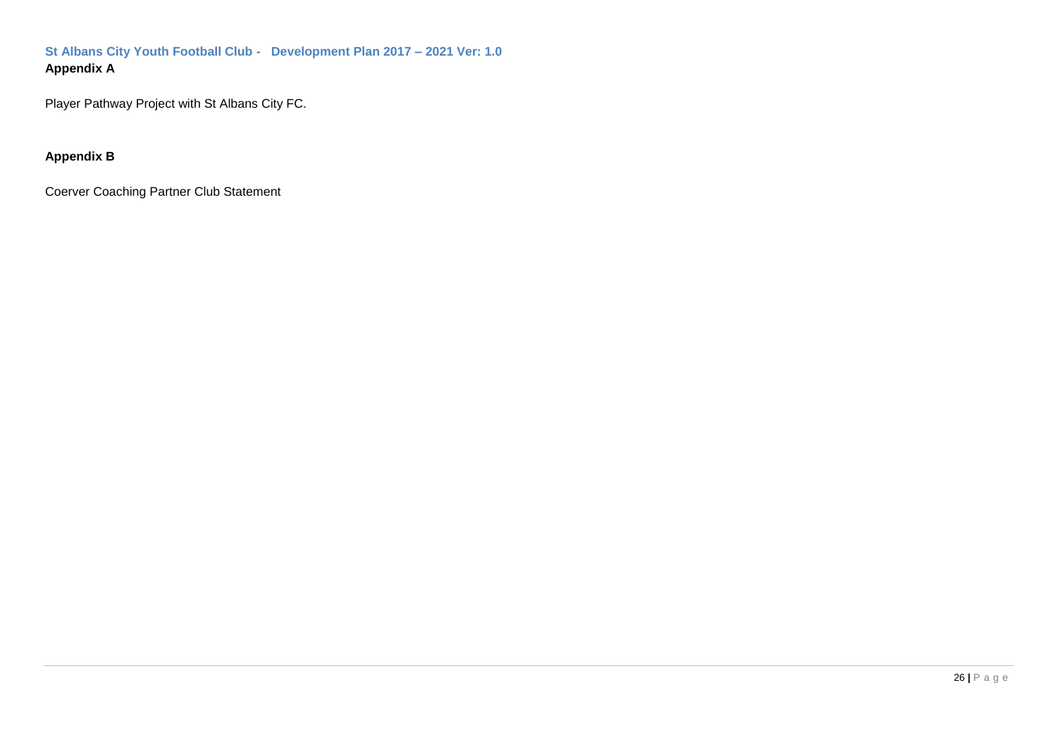## Appendix A

Player Pathway Project with St Albans City FC.

## Appendix B

Coerver Coaching Partner Club Statement